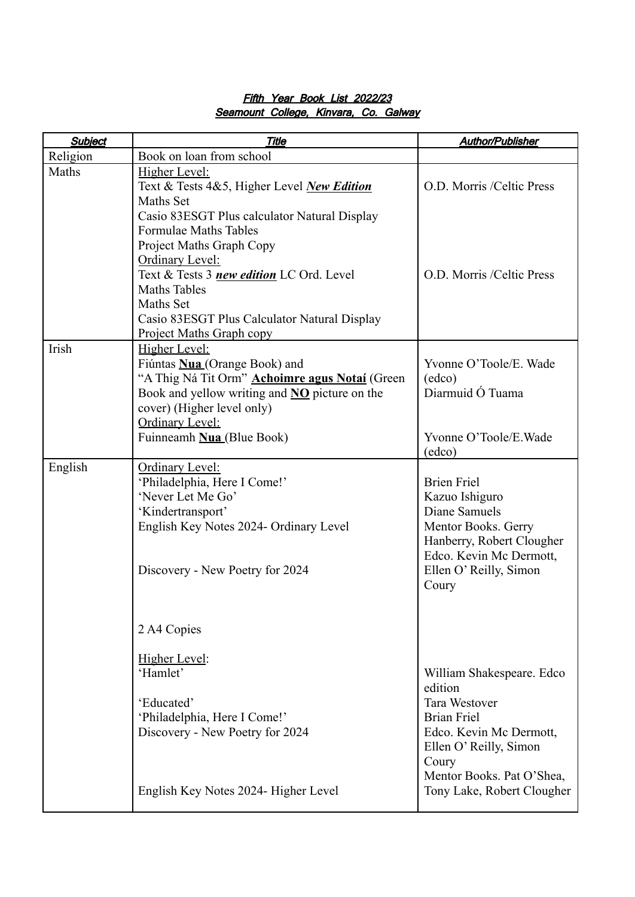***Fifth Year Book List 2022/23***
***Seamount College, Kinvara, Co. Galway***

| ***Subject*** | ***Title*** | ***Author/Publisher*** |
|---|---|---|
| Religion | Book on loan from school | |
| Maths | Higher Level:<br>Text & Tests 4&5, Higher Level ***New Edition***<br>Maths Set<br>Casio 83ESGT Plus calculator Natural Display<br>Formulae Maths Tables<br>Project Maths Graph Copy<br>Ordinary Level:<br>Text & Tests 3 ***new edition*** LC Ord. Level<br>Maths Tables<br>Maths Set<br>Casio 83ESGT Plus Calculator Natural Display<br>Project Maths Graph copy | O.D. Morris /Celtic Press<br><br><br><br><br><br><br>O.D. Morris /Celtic Press |
| Irish | Higher Level:<br>Fiúntas **Nua** (Orange Book) and<br>"A Thig Ná Tit Orm" **Achoimre agus Notaí** (Green Book and yellow writing and **NO** picture on the cover) (Higher level only)<br>Ordinary Level:<br>Fuinneamh **Nua** (Blue Book) | Yvonne O'Toole/E. Wade (edco)<br>Diarmuid Ó Tuama<br><br><br>Yvonne O'Toole/E.Wade (edco) |
| English | Ordinary Level:<br>'Philadelphia, Here I Come!'<br>'Never Let Me Go'<br>'Kindertransport'<br>English Key Notes 2024- Ordinary Level<br><br>Discovery - New Poetry for 2024<br><br>2 A4 Copies<br><br>Higher Level:<br>'Hamlet'<br><br>'Educated'<br>'Philadelphia, Here I Come!'<br>Discovery - New Poetry for 2024<br><br>English Key Notes 2024- Higher Level | <br>Brien Friel<br>Kazuo Ishiguro<br>Diane Samuels<br>Mentor Books. Gerry Hanberry, Robert Clougher<br>Edco. Kevin Mc Dermott, Ellen O' Reilly, Simon Coury<br><br><br><br><br>William Shakespeare. Edco edition<br>Tara Westover<br>Brian Friel<br>Edco. Kevin Mc Dermott, Ellen O' Reilly, Simon Coury<br>Mentor Books. Pat O'Shea, Tony Lake, Robert Clougher |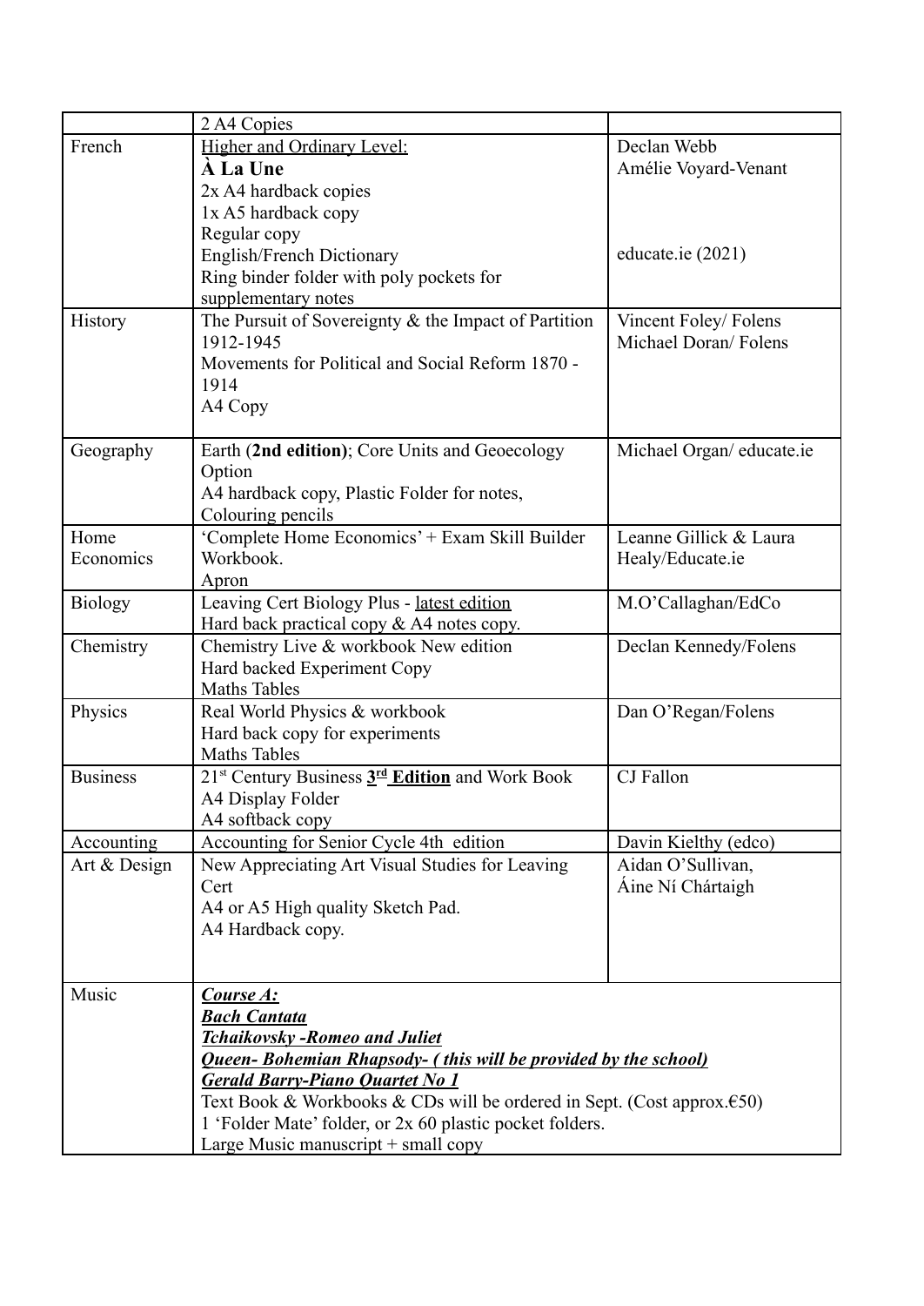|  |  |  |
|---|---|---|
|  | 2 A4 Copies |  |
| French | <u>Higher and Ordinary Level:</u><br>**À La Une**<br>2x A4 hardback copies<br>1x A5 hardback copy<br>Regular copy<br>English/French Dictionary<br>Ring binder folder with poly pockets for supplementary notes | Declan Webb<br>Amélie Voyard-Venant<br><br><br>educate.ie (2021) |
| History | The Pursuit of Sovereignty & the Impact of Partition 1912-1945<br>Movements for Political and Social Reform 1870 - 1914<br>A4 Copy | Vincent Foley/ Folens<br>Michael Doran/ Folens |
| Geography | Earth (**2nd edition**); Core Units and Geoecology Option<br>A4 hardback copy, Plastic Folder for notes, Colouring pencils | Michael Organ/ educate.ie |
| Home Economics | 'Complete Home Economics' + Exam Skill Builder Workbook.<br>Apron | Leanne Gillick & Laura Healy/Educate.ie |
| Biology | Leaving Cert Biology Plus - <u>latest edition</u><br>Hard back practical copy & A4 notes copy. | M.O'Callaghan/EdCo |
| Chemistry | Chemistry Live & workbook New edition<br>Hard backed Experiment Copy<br>Maths Tables | Declan Kennedy/Folens |
| Physics | Real World Physics & workbook<br>Hard back copy for experiments<br>Maths Tables | Dan O'Regan/Folens |
| Business | 21st Century Business **<u>3rd Edition</u>** and Work Book<br>A4 Display Folder<br>A4 softback copy | CJ Fallon |
| Accounting | Accounting for Senior Cycle 4th edition | Davin Kielthy (edco) |
| Art & Design | New Appreciating Art Visual Studies for Leaving Cert<br>A4 or A5 High quality Sketch Pad.<br>A4 Hardback copy. | Aidan O'Sullivan,<br>Áine Ní Chártaigh |
| Music | ***<u>Course A:</u>***<br>***<u>Bach Cantata</u>***<br>***<u>Tchaikovsky -Romeo and Juliet</u>***<br>***<u>Queen- Bohemian Rhapsody- ( this will be provided by the school)</u>***<br>***<u>Gerald Barry-Piano Quartet No 1</u>***<br>Text Book & Workbooks & CDs will be ordered in Sept. (Cost approx.€50)<br>1 'Folder Mate' folder, or 2x 60 plastic pocket folders.<br>Large Music manuscript + small copy |  |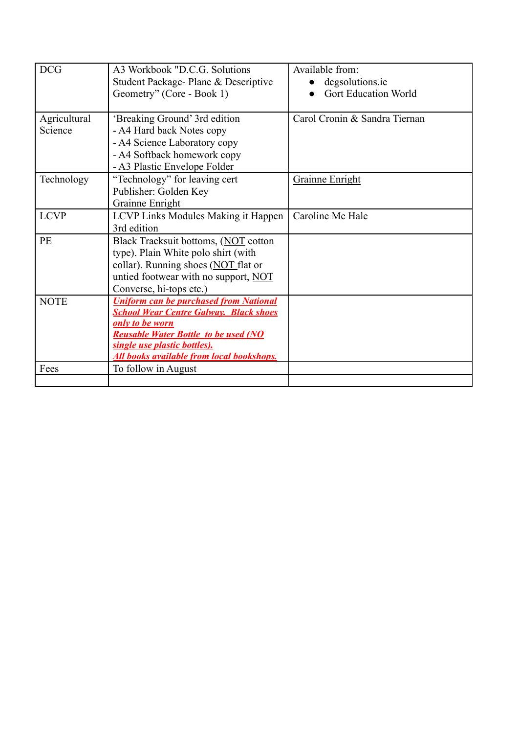| | | |
|---|---|---|
| DCG | A3 Workbook "D.C.G. Solutions Student Package- Plane & Descriptive Geometry" (Core - Book 1) | Available from:<br>• dcgsolutions.ie<br>• Gort Education World |
| Agricultural Science | 'Breaking Ground' 3rd edition<br>- A4 Hard back Notes copy<br>- A4 Science Laboratory copy<br>- A4 Softback homework copy<br>- A3 Plastic Envelope Folder | Carol Cronin & Sandra Tiernan |
| Technology | "Technology" for leaving cert<br>Publisher: Golden Key<br>Grainne Enright | Grainne Enright |
| LCVP | LCVP Links Modules Making it Happen 3rd edition | Caroline Mc Hale |
| PE | Black Tracksuit bottoms, (NOT cotton type). Plain White polo shirt (with collar). Running shoes (NOT flat or untied footwear with no support, NOT Converse, hi-tops etc.) | |
| NOTE | ***Uniform can be purchased from National School Wear Centre Galway. Black shoes only to be worn***<br>***Reusable Water Bottle to be used (NO single use plastic bottles).***<br>***All books available from local bookshops.*** | |
| Fees | To follow in August | |
| | | |